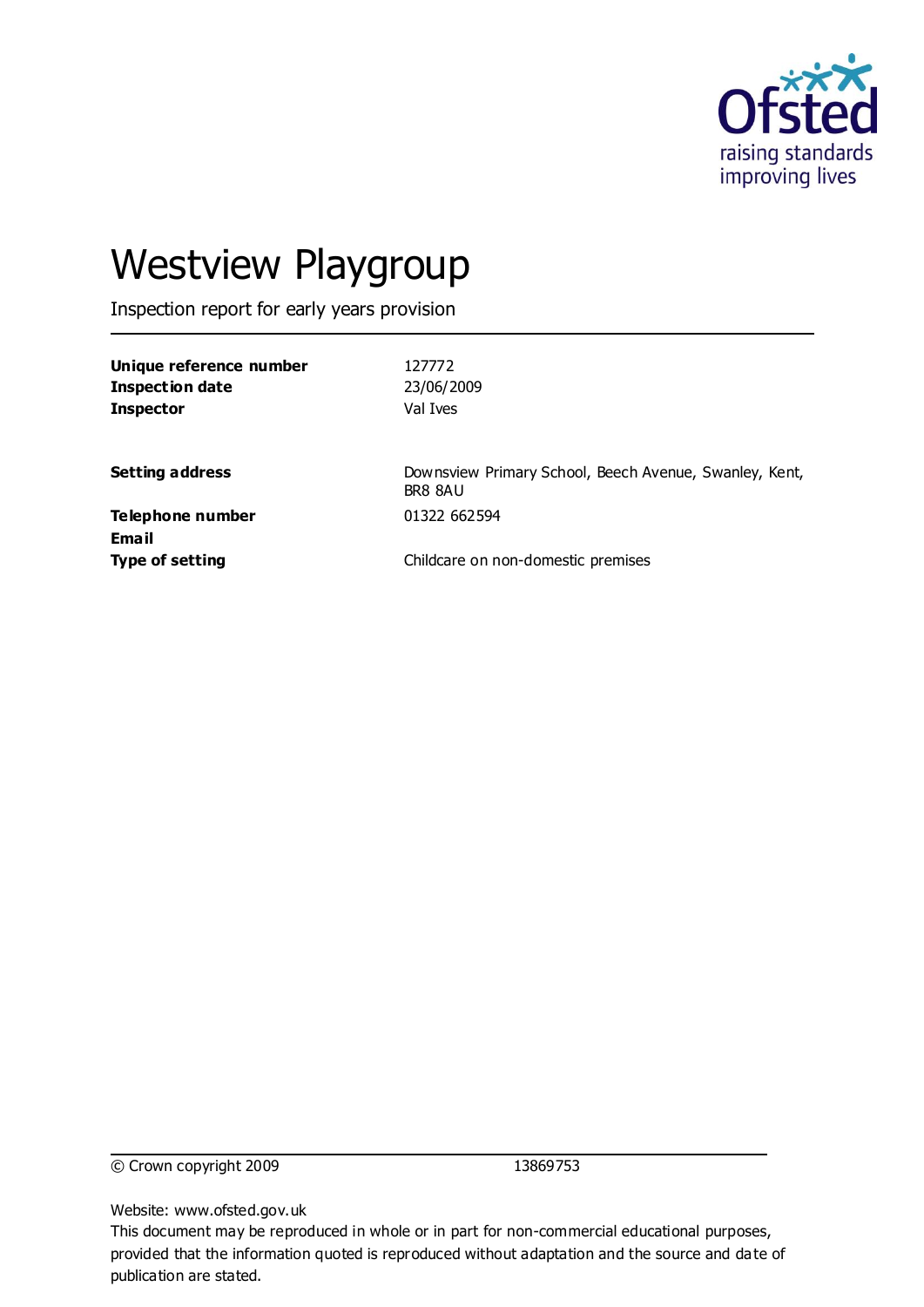# Westview Playgroup

Inspection report for early years provision

| | |
|---|---|
| **Unique reference number** | 127772 |
| **Inspection date** | 23/06/2009 |
| **Inspector** | Val Ives |
| | |
| **Setting address** | Downsview Primary School, Beech Avenue, Swanley, Kent, BR8 8AU |
| **Telephone number** | 01322 662594 |
| **Email** | |
| **Type of setting** | Childcare on non-domestic premises |

© Crown copyright 2009 13869753

Website: www.ofsted.gov.uk

This document may be reproduced in whole or in part for non-commercial educational purposes, provided that the information quoted is reproduced without adaptation and the source and date of publication are stated.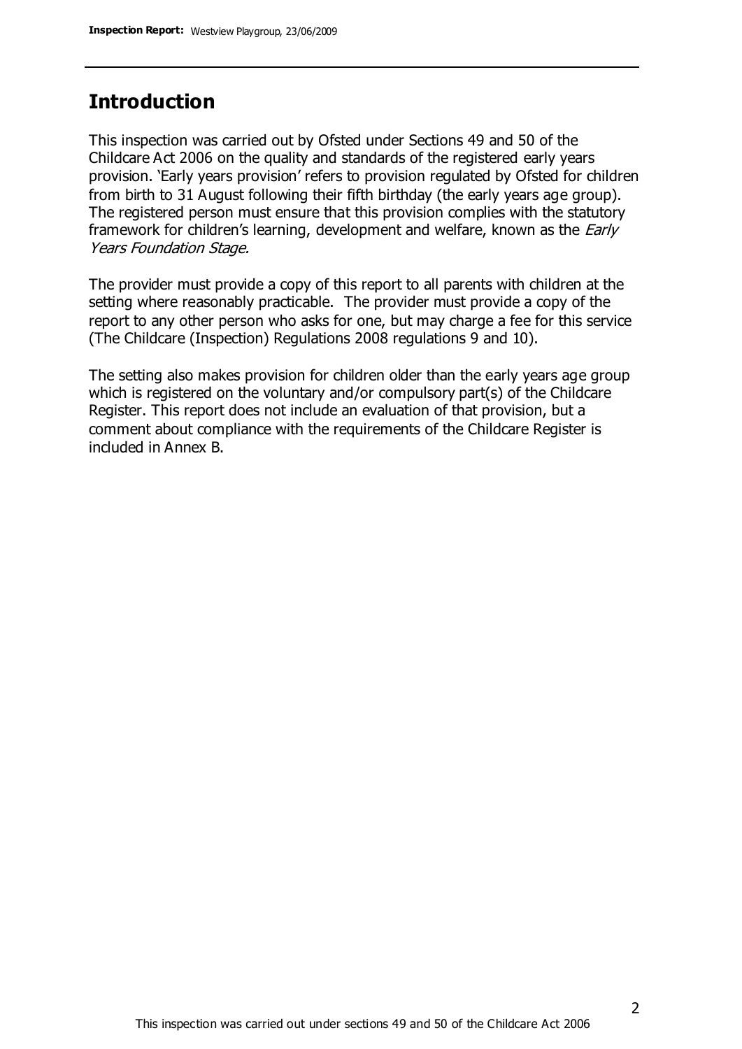## Introduction

This inspection was carried out by Ofsted under Sections 49 and 50 of the Childcare Act 2006 on the quality and standards of the registered early years provision. 'Early years provision' refers to provision regulated by Ofsted for children from birth to 31 August following their fifth birthday (the early years age group). The registered person must ensure that this provision complies with the statutory framework for children's learning, development and welfare, known as the *Early Years Foundation Stage.*

The provider must provide a copy of this report to all parents with children at the setting where reasonably practicable. The provider must provide a copy of the report to any other person who asks for one, but may charge a fee for this service (The Childcare (Inspection) Regulations 2008 regulations 9 and 10).

The setting also makes provision for children older than the early years age group which is registered on the voluntary and/or compulsory part(s) of the Childcare Register. This report does not include an evaluation of that provision, but a comment about compliance with the requirements of the Childcare Register is included in Annex B.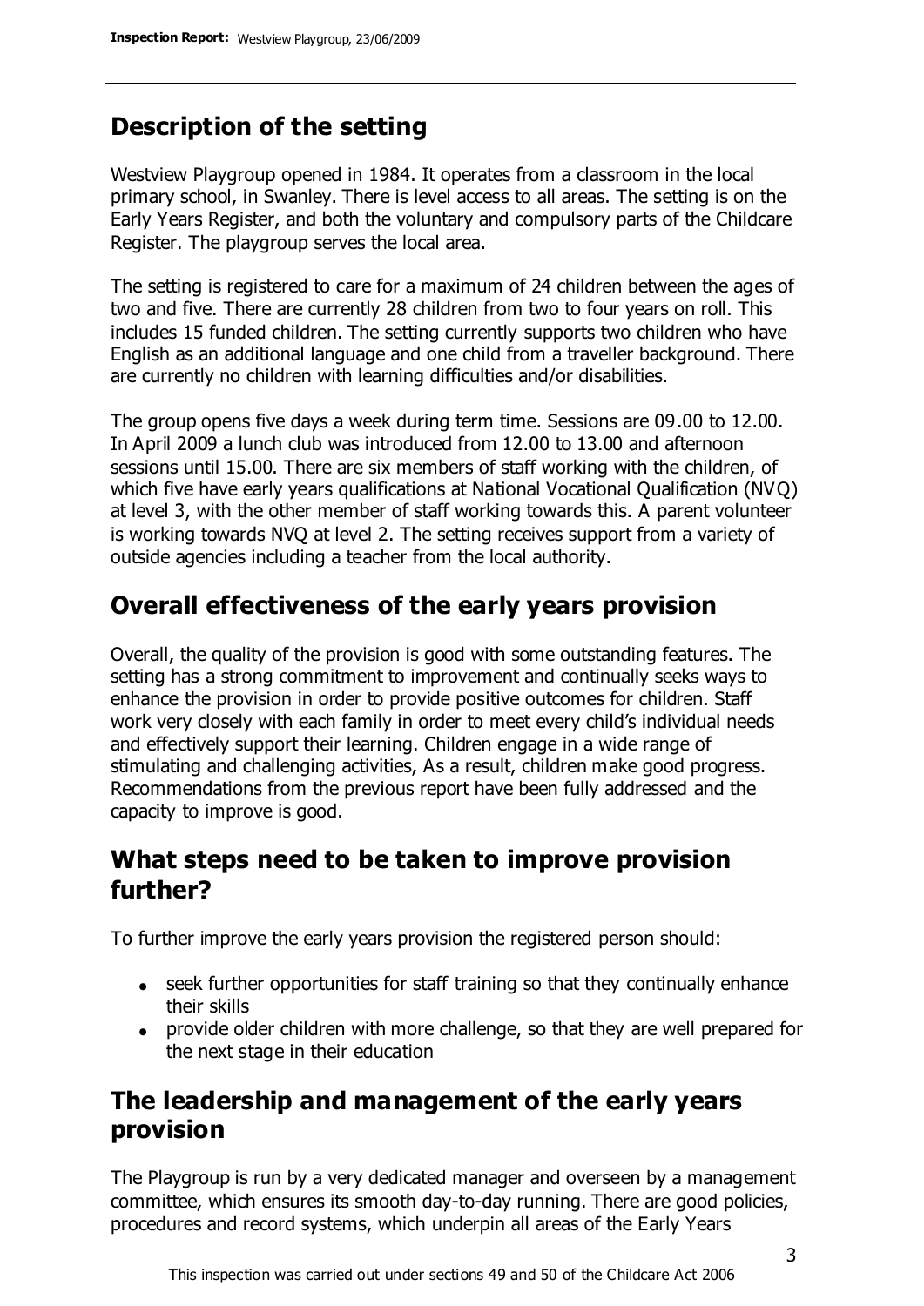## Description of the setting

Westview Playgroup opened in 1984. It operates from a classroom in the local primary school, in Swanley. There is level access to all areas. The setting is on the Early Years Register, and both the voluntary and compulsory parts of the Childcare Register. The playgroup serves the local area.

The setting is registered to care for a maximum of 24 children between the ages of two and five. There are currently 28 children from two to four years on roll. This includes 15 funded children. The setting currently supports two children who have English as an additional language and one child from a traveller background. There are currently no children with learning difficulties and/or disabilities.

The group opens five days a week during term time. Sessions are 09.00 to 12.00. In April 2009 a lunch club was introduced from 12.00 to 13.00 and afternoon sessions until 15.00. There are six members of staff working with the children, of which five have early years qualifications at National Vocational Qualification (NVQ) at level 3, with the other member of staff working towards this. A parent volunteer is working towards NVQ at level 2. The setting receives support from a variety of outside agencies including a teacher from the local authority.

## Overall effectiveness of the early years provision

Overall, the quality of the provision is good with some outstanding features. The setting has a strong commitment to improvement and continually seeks ways to enhance the provision in order to provide positive outcomes for children. Staff work very closely with each family in order to meet every child's individual needs and effectively support their learning. Children engage in a wide range of stimulating and challenging activities, As a result, children make good progress. Recommendations from the previous report have been fully addressed and the capacity to improve is good.

## What steps need to be taken to improve provision further?

To further improve the early years provision the registered person should:

- seek further opportunities for staff training so that they continually enhance their skills
- provide older children with more challenge, so that they are well prepared for the next stage in their education

## The leadership and management of the early years provision

The Playgroup is run by a very dedicated manager and overseen by a management committee, which ensures its smooth day-to-day running. There are good policies, procedures and record systems, which underpin all areas of the Early Years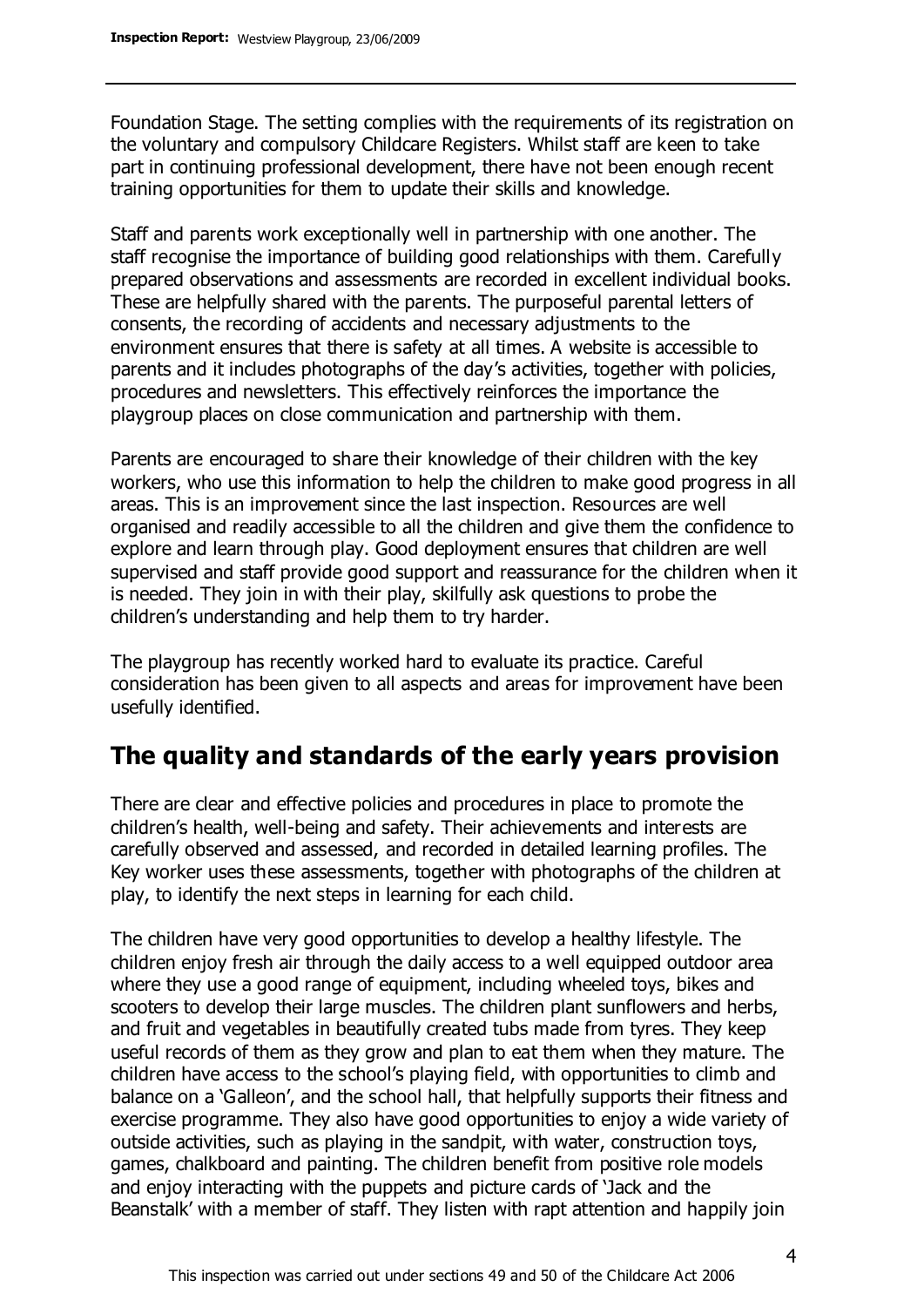Foundation Stage. The setting complies with the requirements of its registration on the voluntary and compulsory Childcare Registers. Whilst staff are keen to take part in continuing professional development, there have not been enough recent training opportunities for them to update their skills and knowledge.

Staff and parents work exceptionally well in partnership with one another. The staff recognise the importance of building good relationships with them. Carefully prepared observations and assessments are recorded in excellent individual books. These are helpfully shared with the parents. The purposeful parental letters of consents, the recording of accidents and necessary adjustments to the environment ensures that there is safety at all times. A website is accessible to parents and it includes photographs of the day's activities, together with policies, procedures and newsletters. This effectively reinforces the importance the playgroup places on close communication and partnership with them.

Parents are encouraged to share their knowledge of their children with the key workers, who use this information to help the children to make good progress in all areas. This is an improvement since the last inspection. Resources are well organised and readily accessible to all the children and give them the confidence to explore and learn through play. Good deployment ensures that children are well supervised and staff provide good support and reassurance for the children when it is needed. They join in with their play, skilfully ask questions to probe the children's understanding and help them to try harder.

The playgroup has recently worked hard to evaluate its practice. Careful consideration has been given to all aspects and areas for improvement have been usefully identified.

## The quality and standards of the early years provision

There are clear and effective policies and procedures in place to promote the children's health, well-being and safety. Their achievements and interests are carefully observed and assessed, and recorded in detailed learning profiles. The Key worker uses these assessments, together with photographs of the children at play, to identify the next steps in learning for each child.

The children have very good opportunities to develop a healthy lifestyle. The children enjoy fresh air through the daily access to a well equipped outdoor area where they use a good range of equipment, including wheeled toys, bikes and scooters to develop their large muscles. The children plant sunflowers and herbs, and fruit and vegetables in beautifully created tubs made from tyres. They keep useful records of them as they grow and plan to eat them when they mature. The children have access to the school's playing field, with opportunities to climb and balance on a 'Galleon', and the school hall, that helpfully supports their fitness and exercise programme. They also have good opportunities to enjoy a wide variety of outside activities, such as playing in the sandpit, with water, construction toys, games, chalkboard and painting. The children benefit from positive role models and enjoy interacting with the puppets and picture cards of 'Jack and the Beanstalk' with a member of staff. They listen with rapt attention and happily join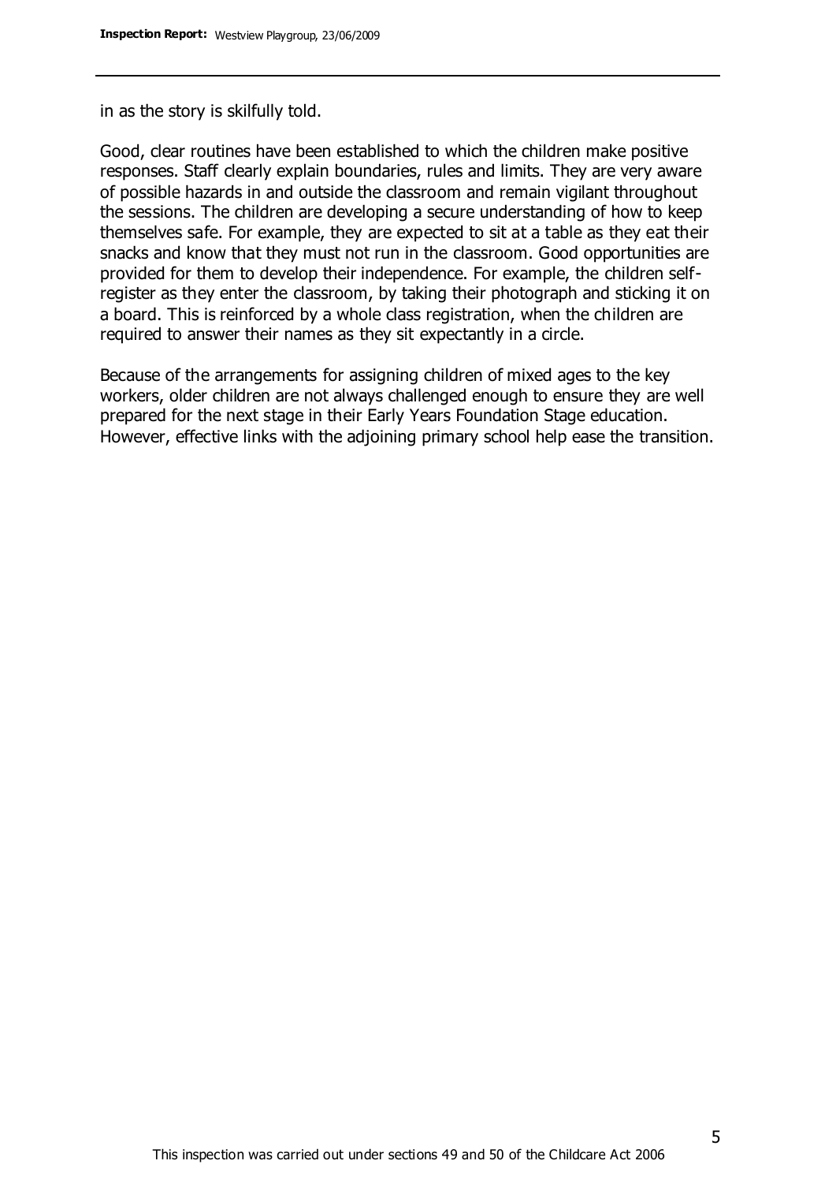in as the story is skilfully told.

Good, clear routines have been established to which the children make positive responses. Staff clearly explain boundaries, rules and limits. They are very aware of possible hazards in and outside the classroom and remain vigilant throughout the sessions. The children are developing a secure understanding of how to keep themselves safe. For example, they are expected to sit at a table as they eat their snacks and know that they must not run in the classroom. Good opportunities are provided for them to develop their independence. For example, the children self-register as they enter the classroom, by taking their photograph and sticking it on a board. This is reinforced by a whole class registration, when the children are required to answer their names as they sit expectantly in a circle.

Because of the arrangements for assigning children of mixed ages to the key workers, older children are not always challenged enough to ensure they are well prepared for the next stage in their Early Years Foundation Stage education. However, effective links with the adjoining primary school help ease the transition.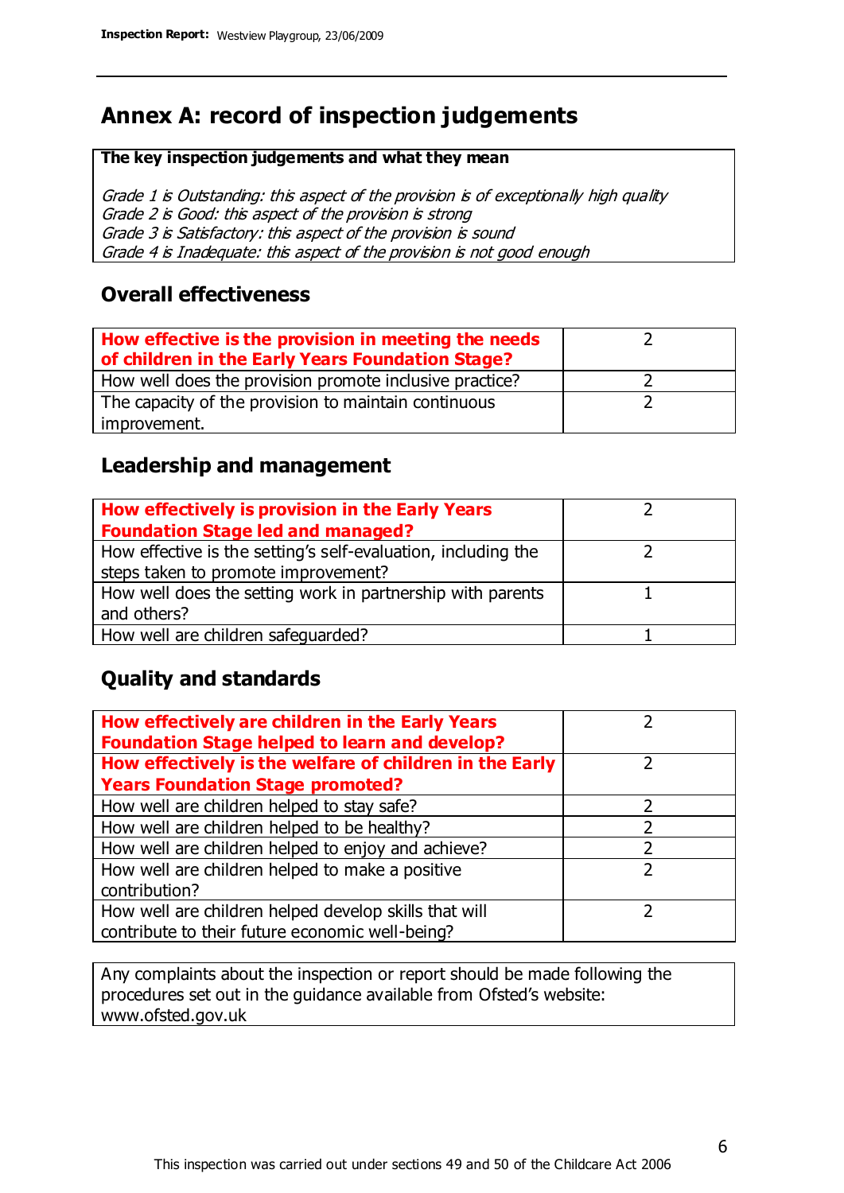## Annex A: record of inspection judgements

**The key inspection judgements and what they mean**

*Grade 1 is Outstanding: this aspect of the provision is of exceptionally high quality*
*Grade 2 is Good: this aspect of the provision is strong*
*Grade 3 is Satisfactory: this aspect of the provision is sound*
*Grade 4 is Inadequate: this aspect of the provision is not good enough*

### Overall effectiveness

| | |
|---|---|
| **How effective is the provision in meeting the needs of children in the Early Years Foundation Stage?** | 2 |
| How well does the provision promote inclusive practice? | 2 |
| The capacity of the provision to maintain continuous improvement. | 2 |

### Leadership and management

| | |
|---|---|
| **How effectively is provision in the Early Years Foundation Stage led and managed?** | 2 |
| How effective is the setting's self-evaluation, including the steps taken to promote improvement? | 2 |
| How well does the setting work in partnership with parents and others? | 1 |
| How well are children safeguarded? | 1 |

### Quality and standards

| | |
|---|---|
| **How effectively are children in the Early Years Foundation Stage helped to learn and develop?** | 2 |
| **How effectively is the welfare of children in the Early Years Foundation Stage promoted?** | 2 |
| How well are children helped to stay safe? | 2 |
| How well are children helped to be healthy? | 2 |
| How well are children helped to enjoy and achieve? | 2 |
| How well are children helped to make a positive contribution? | 2 |
| How well are children helped develop skills that will contribute to their future economic well-being? | 2 |

Any complaints about the inspection or report should be made following the procedures set out in the guidance available from Ofsted's website: www.ofsted.gov.uk

This inspection was carried out under sections 49 and 50 of the Childcare Act 2006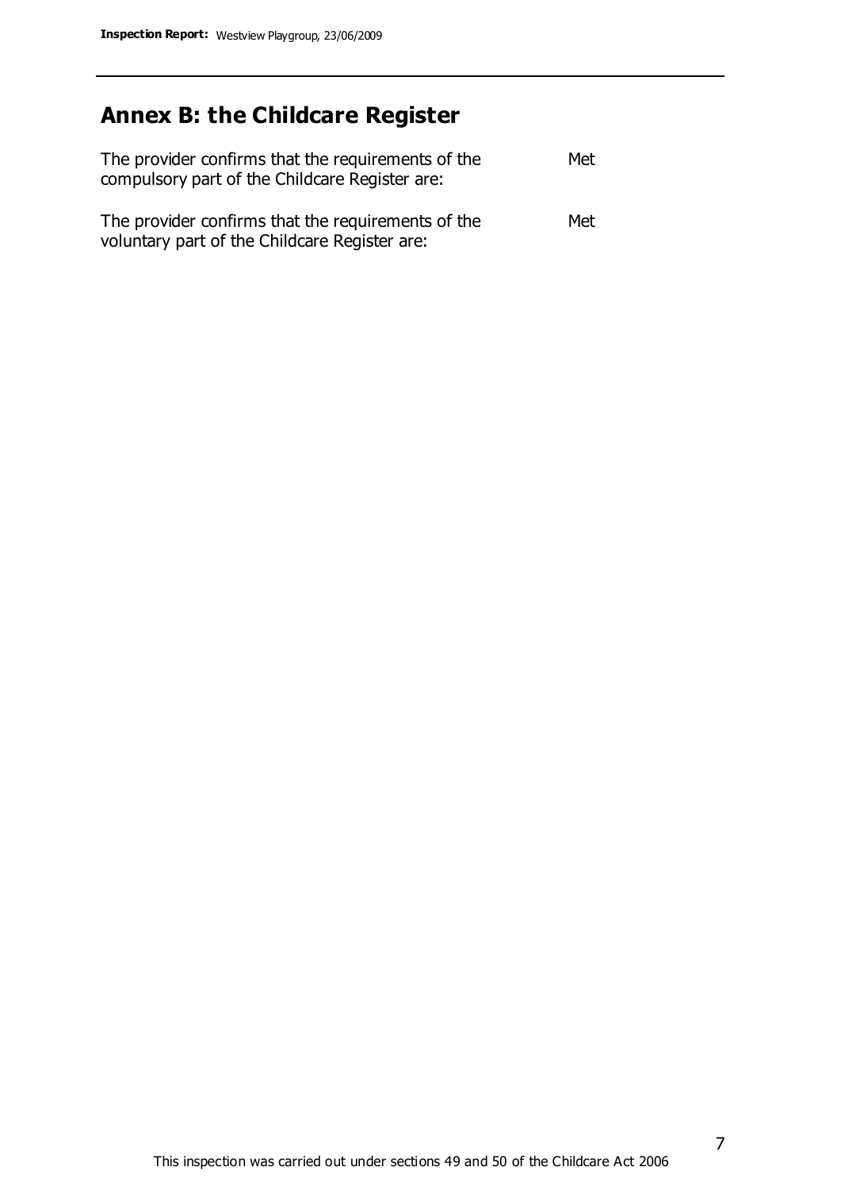## Annex B: the Childcare Register

| | |
|---|---|
| The provider confirms that the requirements of the compulsory part of the Childcare Register are: | Met |
| The provider confirms that the requirements of the voluntary part of the Childcare Register are: | Met |

This inspection was carried out under sections 49 and 50 of the Childcare Act 2006